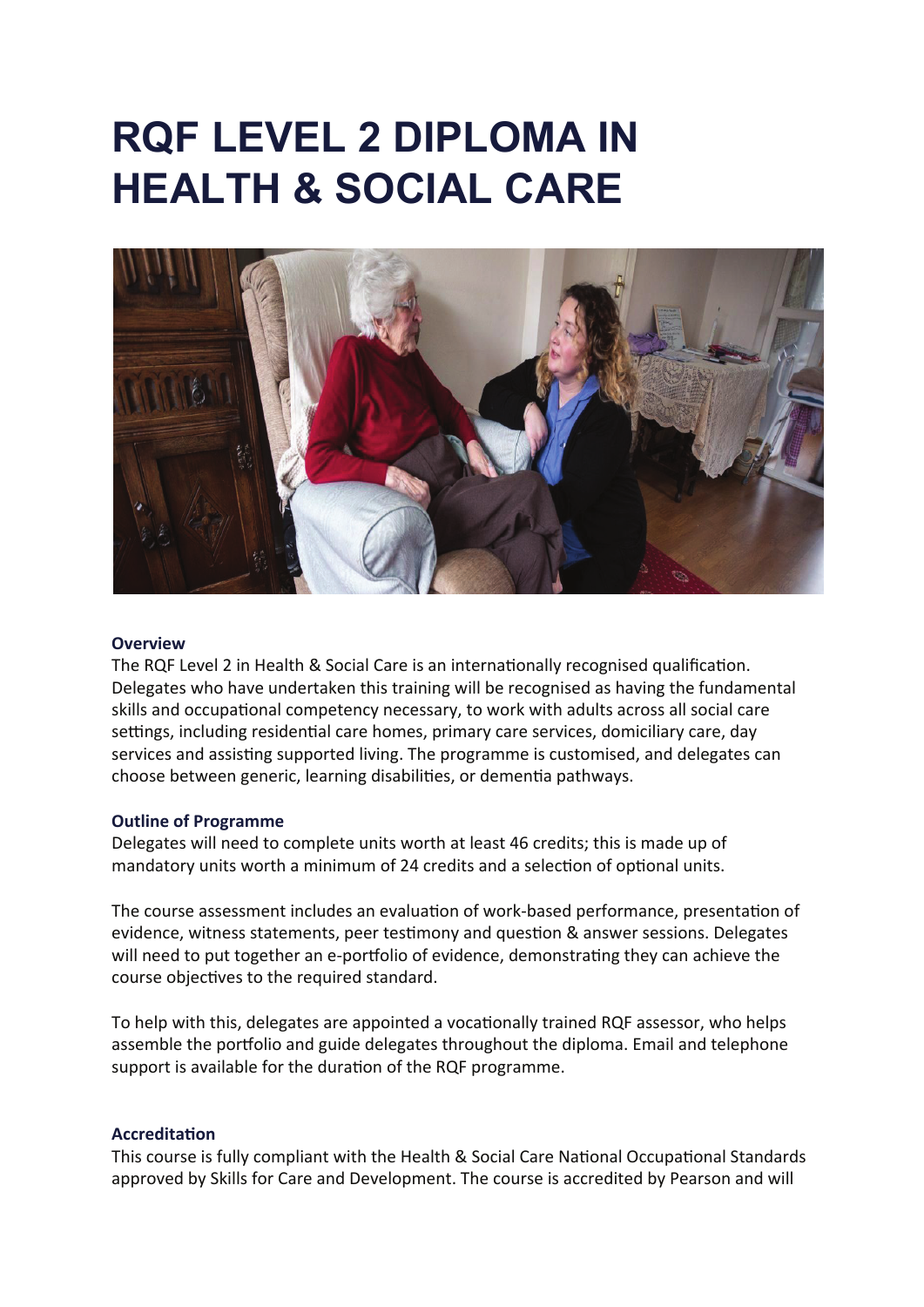# RQF LEVEL 2 DIPLOMA IN HEALTH & SOCIAL CARE

**Overview**

The RQF Level 2 in Health & Social Care is an internationally recognised qualification. Delegates who have undertaken this training will be recognised as having the fundamental skills and occupational competency necessary, to work with adults across all social care settings, including residential care homes, primary care services, domiciliary care, day services and assisting supported living. The programme is customised, and delegates can choose between generic, learning disabilities, or dementia pathways.

**Outline of Programme**

Delegates will need to complete units worth at least 46 credits; this is made up of mandatory units worth a minimum of 24 credits and a selection of optional units.

The course assessment includes an evaluation of work-based performance, presentation of evidence, witness statements, peer testimony and question & answer sessions. Delegates will need to put together an e-portfolio of evidence, demonstrating they can achieve the course objectives to the required standard.

To help with this, delegates are appointed a vocationally trained RQF assessor, who helps assemble the portfolio and guide delegates throughout the diploma. Email and telephone support is available for the duration of the RQF programme.

**Accreditation**

This course is fully compliant with the Health & Social Care National Occupational Standards approved by Skills for Care and Development. The course is accredited by Pearson and will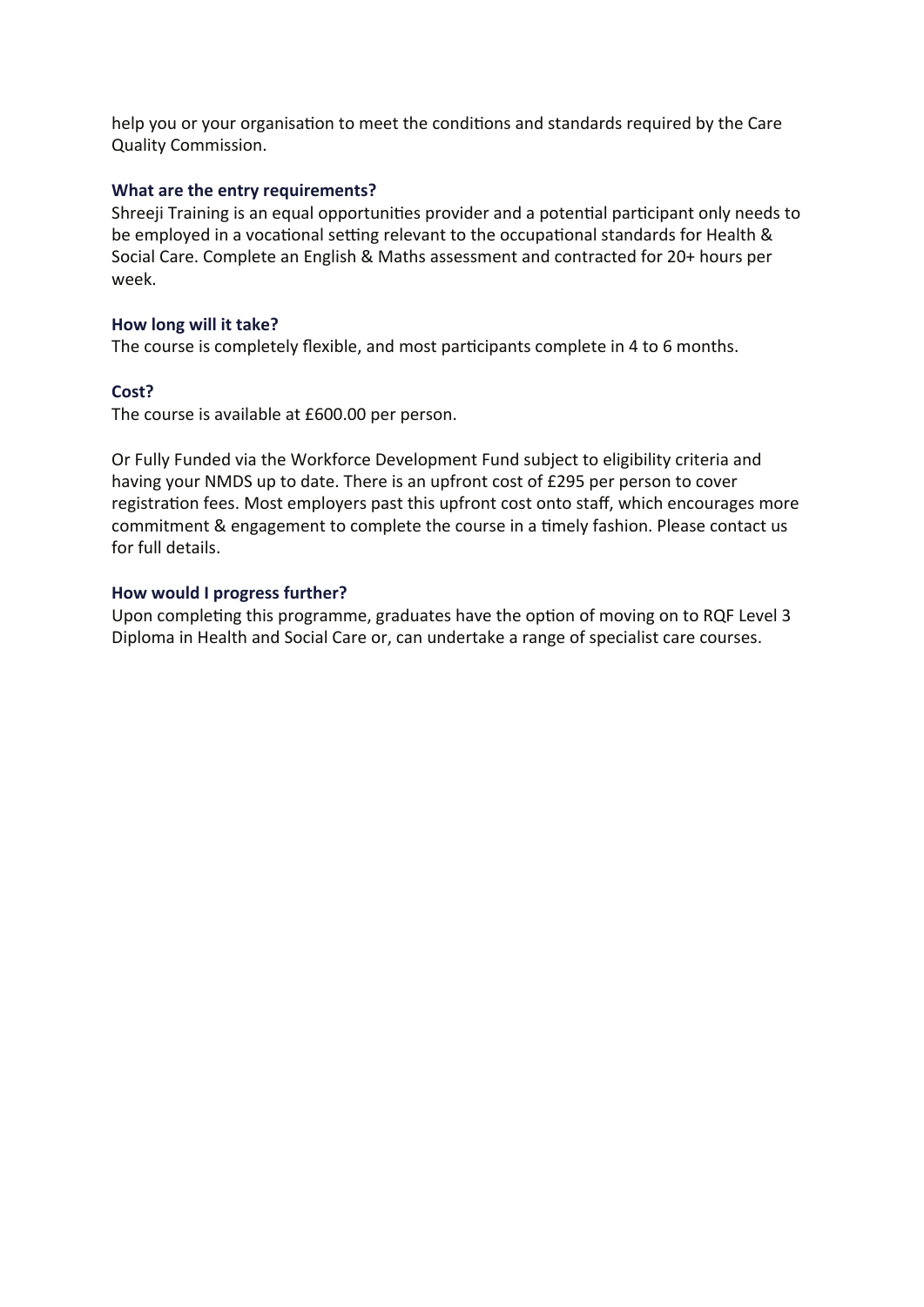help you or your organisation to meet the conditions and standards required by the Care Quality Commission.

### What are the entry requirements?

Shreeji Training is an equal opportunities provider and a potential participant only needs to be employed in a vocational setting relevant to the occupational standards for Health & Social Care. Complete an English & Maths assessment and contracted for 20+ hours per week.

### How long will it take?

The course is completely flexible, and most participants complete in 4 to 6 months.

### Cost?

The course is available at £600.00 per person.

Or Fully Funded via the Workforce Development Fund subject to eligibility criteria and having your NMDS up to date. There is an upfront cost of £295 per person to cover registration fees. Most employers past this upfront cost onto staff, which encourages more commitment & engagement to complete the course in a timely fashion. Please contact us for full details.

### How would I progress further?

Upon completing this programme, graduates have the option of moving on to RQF Level 3 Diploma in Health and Social Care or, can undertake a range of specialist care courses.